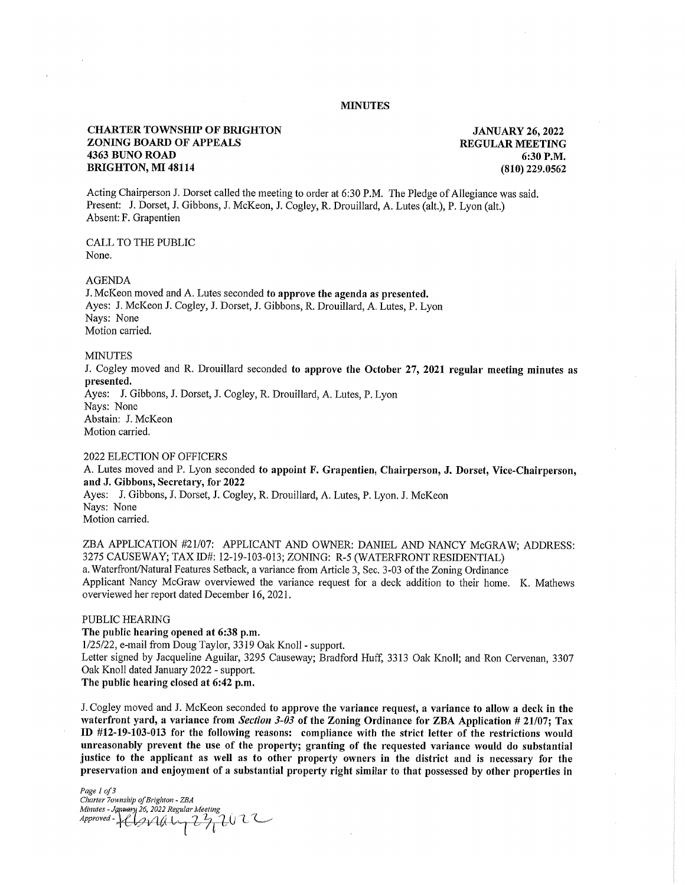# MINUTES

**CHARTER TOWNSHIP OF BRIGHTON**
**ZONING BOARD OF APPEALS**
**4363 BUNO ROAD**
**BRIGHTON, MI 48114**

**JANUARY 26, 2022**
**REGULAR MEETING**
**6:30 P.M.**
**(810) 229.0562**

Acting Chairperson J. Dorset called the meeting to order at 6:30 P.M. The Pledge of Allegiance was said.
Present: J. Dorset, J. Gibbons, J. McKeon, J. Cogley, R. Drouillard, A. Lutes (alt.), P. Lyon (alt.)
Absent: F. Grapentien

CALL TO THE PUBLIC
None.

AGENDA
J. McKeon moved and A. Lutes seconded **to approve the agenda as presented.**
Ayes: J. McKeon J. Cogley, J. Dorset, J. Gibbons, R. Drouillard, A. Lutes, P. Lyon
Nays: None
Motion carried.

MINUTES
J. Cogley moved and R. Drouillard seconded **to approve the October 27, 2021 regular meeting minutes as presented.**
Ayes: J. Gibbons, J. Dorset, J. Cogley, R. Drouillard, A. Lutes, P. Lyon
Nays: None
Abstain: J. McKeon
Motion carried.

2022 ELECTION OF OFFICERS
A. Lutes moved and P. Lyon seconded **to appoint F. Grapentien, Chairperson, J. Dorset, Vice-Chairperson, and J. Gibbons, Secretary, for 2022**
Ayes: J. Gibbons, J. Dorset, J. Cogley, R. Drouillard, A. Lutes, P. Lyon. J. McKeon
Nays: None
Motion carried.

ZBA APPLICATION #21/07: APPLICANT AND OWNER: DANIEL AND NANCY McGRAW; ADDRESS: 3275 CAUSEWAY; TAX ID#: 12-19-103-013; ZONING: R-5 (WATERFRONT RESIDENTIAL)
a. Waterfront/Natural Features Setback, a variance from Article 3, Sec. 3-03 of the Zoning Ordinance
Applicant Nancy McGraw overviewed the variance request for a deck addition to their home. K. Mathews overviewed her report dated December 16, 2021.

PUBLIC HEARING
**The public hearing opened at 6:38 p.m.**
1/25/22, e-mail from Doug Taylor, 3319 Oak Knoll - support.
Letter signed by Jacqueline Aguilar, 3295 Causeway; Bradford Huff, 3313 Oak Knoll; and Ron Cervenan, 3307 Oak Knoll dated January 2022 - support.
**The public hearing closed at 6:42 p.m.**

J. Cogley moved and J. McKeon seconded **to approve the variance request, a variance to allow a deck in the waterfront yard, a variance from *Section 3-03* of the Zoning Ordinance for ZBA Application # 21/07; Tax ID #12-19-103-013 for the following reasons: compliance with the strict letter of the restrictions would unreasonably prevent the use of the property; granting of the requested variance would do substantial justice to the applicant as well as to other property owners in the district and is necessary for the preservation and enjoyment of a substantial property right similar to that possessed by other properties in**

*Charter Township of Brighton - ZBA*
*Minutes - January 26, 2022 Regular Meeting*
*Approved -* February 23, 2022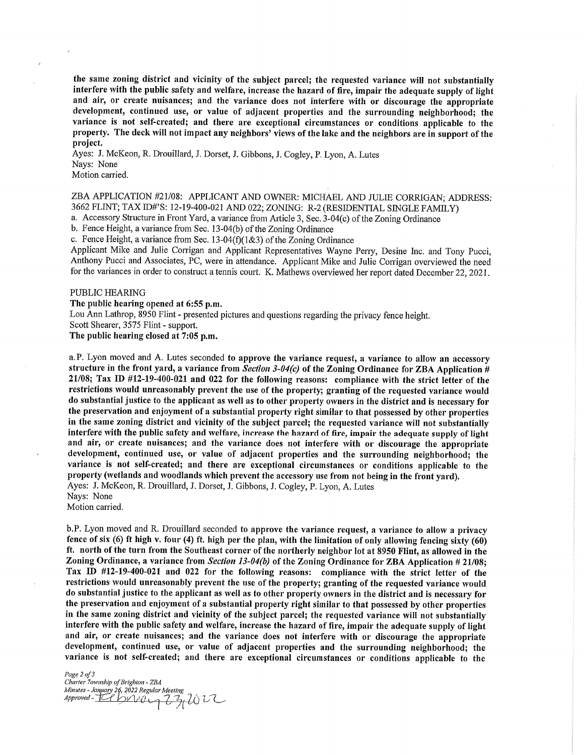**the same zoning district and vicinity of the subject parcel; the requested variance will not substantially interfere with the public safety and welfare, increase the hazard of fire, impair the adequate supply of light and air, or create nuisances; and the variance does not interfere with or discourage the appropriate development, continued use, or value of adjacent properties and the surrounding neighborhood; the variance is not self-created; and there are exceptional circumstances or conditions applicable to the property. The deck will not impact any neighbors' views of the lake and the neighbors are in support of the project.**

Ayes: J. McKeon, R. Drouillard, J. Dorset, J. Gibbons, J. Cogley, P. Lyon, A. Lutes
Nays: None
Motion carried.

ZBA APPLICATION #21/08: APPLICANT AND OWNER: MICHAEL AND JULIE CORRIGAN; ADDRESS: 3662 FLINT; TAX ID#'S: 12-19-400-021 AND 022; ZONING: R-2 (RESIDENTIAL SINGLE FAMILY)

a. Accessory Structure in Front Yard, a variance from Article 3, Sec. 3-04(c) of the Zoning Ordinance
b. Fence Height, a variance from Sec. 13-04(b) of the Zoning Ordinance
c. Fence Height, a variance from Sec. 13-04(f)(1&3) of the Zoning Ordinance

Applicant Mike and Julie Corrigan and Applicant Representatives Wayne Perry, Desine Inc. and Tony Pucci, Anthony Pucci and Associates, PC, were in attendance. Applicant Mike and Julie Corrigan overviewed the need for the variances in order to construct a tennis court. K. Mathews overviewed her report dated December 22, 2021.

PUBLIC HEARING

**The public hearing opened at 6:55 p.m.**

Lou Ann Lathrop, 8950 Flint - presented pictures and questions regarding the privacy fence height.
Scott Shearer, 3575 Flint - support.

**The public hearing closed at 7:05 p.m.**

a. P. Lyon moved and A. Lutes seconded **to approve the variance request, a variance to allow an accessory structure in the front yard, a variance from *Section 3-04(c)* of the Zoning Ordinance for ZBA Application # 21/08; Tax ID #12-19-400-021 and 022 for the following reasons: compliance with the strict letter of the restrictions would unreasonably prevent the use of the property; granting of the requested variance would do substantial justice to the applicant as well as to other property owners in the district and is necessary for the preservation and enjoyment of a substantial property right similar to that possessed by other properties in the same zoning district and vicinity of the subject parcel; the requested variance will not substantially interfere with the public safety and welfare, increase the hazard of fire, impair the adequate supply of light and air, or create nuisances; and the variance does not interfere with or discourage the appropriate development, continued use, or value of adjacent properties and the surrounding neighborhood; the variance is not self-created; and there are exceptional circumstances or conditions applicable to the property (wetlands and woodlands which prevent the accessory use from not being in the front yard).**

Ayes: J. McKeon, R. Drouillard, J. Dorset, J. Gibbons, J. Cogley, P. Lyon, A. Lutes
Nays: None
Motion carried.

b. P. Lyon moved and R. Drouillard seconded **to approve the variance request, a variance to allow a privacy fence of six (6) ft high v. four (4) ft. high per the plan, with the limitation of only allowing fencing sixty (60) ft. north of the turn from the Southeast corner of the northerly neighbor lot at 8950 Flint, as allowed in the Zoning Ordinance, a variance from *Section 13-04(b)* of the Zoning Ordinance for ZBA Application # 21/08; Tax ID #12-19-400-021 and 022 for the following reasons: compliance with the strict letter of the restrictions would unreasonably prevent the use of the property; granting of the requested variance would do substantial justice to the applicant as well as to other property owners in the district and is necessary for the preservation and enjoyment of a substantial property right similar to that possessed by other properties in the same zoning district and vicinity of the subject parcel; the requested variance will not substantially interfere with the public safety and welfare, increase the hazard of fire, impair the adequate supply of light and air, or create nuisances; and the variance does not interfere with or discourage the appropriate development, continued use, or value of adjacent properties and the surrounding neighborhood; the variance is not self-created; and there are exceptional circumstances or conditions applicable to the**

*Charter Township of Brighton - ZBA*
*Minutes - January 26, 2022 Regular Meeting*
*Approved -* February 23, 2022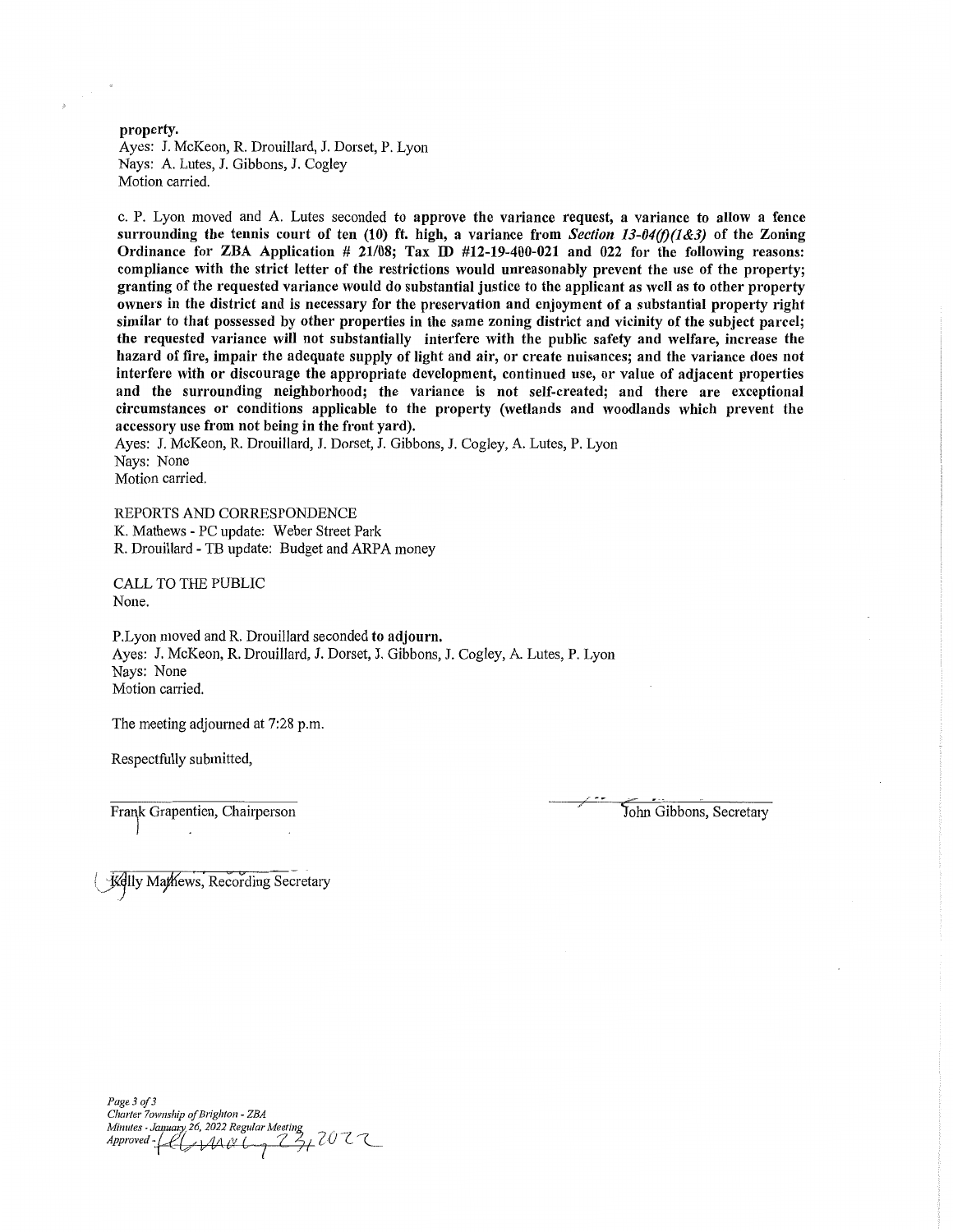**property.**
Ayes: J. McKeon, R. Drouillard, J. Dorset, P. Lyon
Nays: A. Lutes, J. Gibbons, J. Cogley
Motion carried.

c. P. Lyon moved and A. Lutes seconded to **approve the variance request, a variance to allow a fence surrounding the tennis court of ten (10) ft. high, a variance from *Section 13-04(f)(1&3)* of the Zoning Ordinance for ZBA Application # 21/08; Tax ID #12-19-400-021 and 022 for the following reasons: compliance with the strict letter of the restrictions would unreasonably prevent the use of the property; granting of the requested variance would do substantial justice to the applicant as well as to other property owners in the district and is necessary for the preservation and enjoyment of a substantial property right similar to that possessed by other properties in the same zoning district and vicinity of the subject parcel; the requested variance will not substantially interfere with the public safety and welfare, increase the hazard of fire, impair the adequate supply of light and air, or create nuisances; and the variance does not interfere with or discourage the appropriate development, continued use, or value of adjacent properties and the surrounding neighborhood; the variance is not self-created; and there are exceptional circumstances or conditions applicable to the property (wetlands and woodlands which prevent the accessory use from not being in the front yard).**
Ayes: J. McKeon, R. Drouillard, J. Dorset, J. Gibbons, J. Cogley, A. Lutes, P. Lyon
Nays: None
Motion carried.

REPORTS AND CORRESPONDENCE
K. Mathews - PC update: Weber Street Park
R. Drouillard - TB update: Budget and ARPA money

CALL TO THE PUBLIC
None.

P.Lyon moved and R. Drouillard seconded **to adjourn.**
Ayes: J. McKeon, R. Drouillard, J. Dorset, J. Gibbons, J. Cogley, A. Lutes, P. Lyon
Nays: None
Motion carried.

The meeting adjourned at 7:28 p.m.

Respectfully submitted,

Frank Grapentien, Chairperson

John Gibbons, Secretary

Kelly Mathews, Recording Secretary

*Charter Township of Brighton - ZBA*
*Minutes - January 26, 2022 Regular Meeting*
*Approved -* February 23, 2022